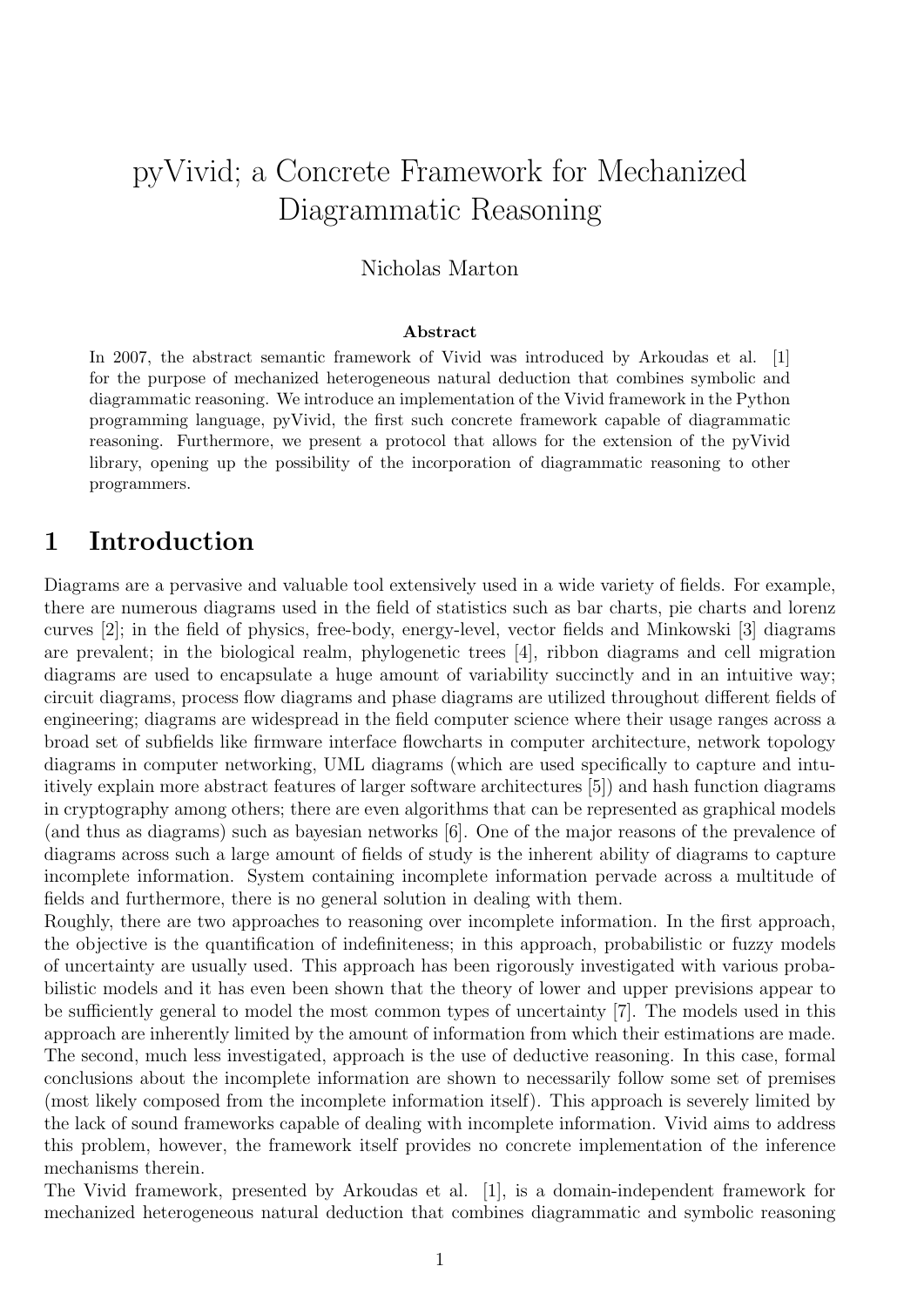# pyVivid; a Concrete Framework for Mechanized Diagrammatic Reasoning

Nicholas Marton

**Abstract**

In 2007, the abstract semantic framework of Vivid was introduced by Arkoudas et al. [1] for the purpose of mechanized heterogeneous natural deduction that combines symbolic and diagrammatic reasoning. We introduce an implementation of the Vivid framework in the Python programming language, pyVivid, the first such concrete framework capable of diagrammatic reasoning. Furthermore, we present a protocol that allows for the extension of the pyVivid library, opening up the possibility of the incorporation of diagrammatic reasoning to other programmers.

## 1 Introduction

Diagrams are a pervasive and valuable tool extensively used in a wide variety of fields. For example, there are numerous diagrams used in the field of statistics such as bar charts, pie charts and lorenz curves [2]; in the field of physics, free-body, energy-level, vector fields and Minkowski [3] diagrams are prevalent; in the biological realm, phylogenetic trees [4], ribbon diagrams and cell migration diagrams are used to encapsulate a huge amount of variability succinctly and in an intuitive way; circuit diagrams, process flow diagrams and phase diagrams are utilized throughout different fields of engineering; diagrams are widespread in the field computer science where their usage ranges across a broad set of subfields like firmware interface flowcharts in computer architecture, network topology diagrams in computer networking, UML diagrams (which are used specifically to capture and intuitively explain more abstract features of larger software architectures [5]) and hash function diagrams in cryptography among others; there are even algorithms that can be represented as graphical models (and thus as diagrams) such as bayesian networks [6]. One of the major reasons of the prevalence of diagrams across such a large amount of fields of study is the inherent ability of diagrams to capture incomplete information. System containing incomplete information pervade across a multitude of fields and furthermore, there is no general solution in dealing with them.

Roughly, there are two approaches to reasoning over incomplete information. In the first approach, the objective is the quantification of indefiniteness; in this approach, probabilistic or fuzzy models of uncertainty are usually used. This approach has been rigorously investigated with various probabilistic models and it has even been shown that the theory of lower and upper previsions appear to be sufficiently general to model the most common types of uncertainty [7]. The models used in this approach are inherently limited by the amount of information from which their estimations are made. The second, much less investigated, approach is the use of deductive reasoning. In this case, formal conclusions about the incomplete information are shown to necessarily follow some set of premises (most likely composed from the incomplete information itself). This approach is severely limited by the lack of sound frameworks capable of dealing with incomplete information. Vivid aims to address this problem, however, the framework itself provides no concrete implementation of the inference mechanisms therein.

The Vivid framework, presented by Arkoudas et al. [1], is a domain-independent framework for mechanized heterogeneous natural deduction that combines diagrammatic and symbolic reasoning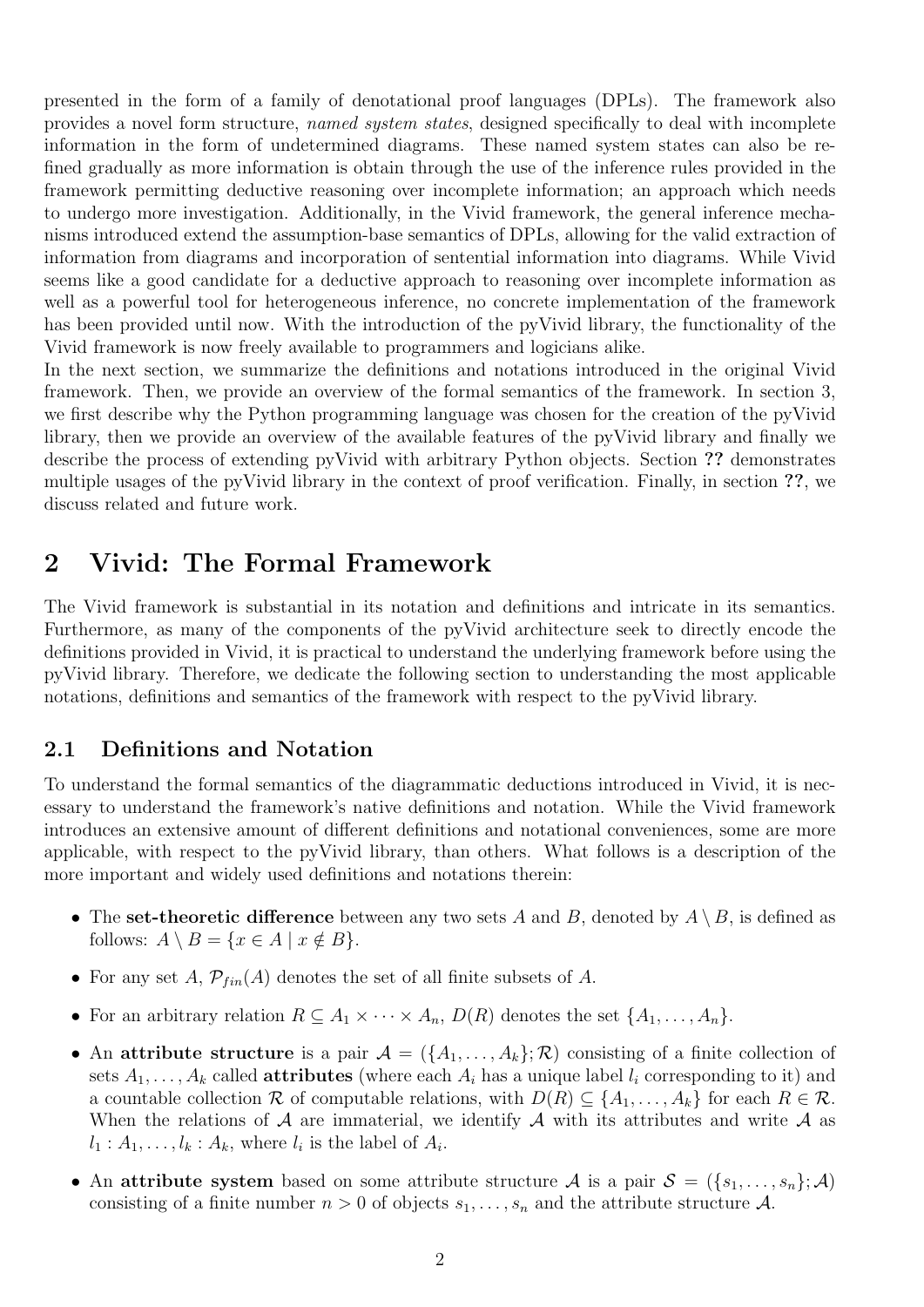presented in the form of a family of denotational proof languages (DPLs). The framework also provides a novel form structure, *named system states*, designed specifically to deal with incomplete information in the form of undetermined diagrams. These named system states can also be refined gradually as more information is obtain through the use of the inference rules provided in the framework permitting deductive reasoning over incomplete information; an approach which needs to undergo more investigation. Additionally, in the Vivid framework, the general inference mechanisms introduced extend the assumption-base semantics of DPLs, allowing for the valid extraction of information from diagrams and incorporation of sentential information into diagrams. While Vivid seems like a good candidate for a deductive approach to reasoning over incomplete information as well as a powerful tool for heterogeneous inference, no concrete implementation of the framework has been provided until now. With the introduction of the pyVivid library, the functionality of the Vivid framework is now freely available to programmers and logicians alike.

In the next section, we summarize the definitions and notations introduced in the original Vivid framework. Then, we provide an overview of the formal semantics of the framework. In section 3, we first describe why the Python programming language was chosen for the creation of the pyVivid library, then we provide an overview of the available features of the pyVivid library and finally we describe the process of extending pyVivid with arbitrary Python objects. Section **??** demonstrates multiple usages of the pyVivid library in the context of proof verification. Finally, in section **??**, we discuss related and future work.

## 2 Vivid: The Formal Framework

The Vivid framework is substantial in its notation and definitions and intricate in its semantics. Furthermore, as many of the components of the pyVivid architecture seek to directly encode the definitions provided in Vivid, it is practical to understand the underlying framework before using the pyVivid library. Therefore, we dedicate the following section to understanding the most applicable notations, definitions and semantics of the framework with respect to the pyVivid library.

### 2.1 Definitions and Notation

To understand the formal semantics of the diagrammatic deductions introduced in Vivid, it is necessary to understand the framework's native definitions and notation. While the Vivid framework introduces an extensive amount of different definitions and notational conveniences, some are more applicable, with respect to the pyVivid library, than others. What follows is a description of the more important and widely used definitions and notations therein:

- The **set-theoretic difference** between any two sets $A$ and $B$, denoted by $A \setminus B$, is defined as follows: $A \setminus B = \{x \in A \mid x \notin B\}$.
- For any set $A$, $\mathcal{P}_{fin}(A)$ denotes the set of all finite subsets of $A$.
- For an arbitrary relation $R \subseteq A_1 \times \cdots \times A_n$, $D(R)$ denotes the set $\{A_1, \ldots, A_n\}$.
- An **attribute structure** is a pair $\mathcal{A} = (\{A_1, \ldots, A_k\}; \mathcal{R})$ consisting of a finite collection of sets $A_1, \ldots, A_k$ called **attributes** (where each $A_i$ has a unique label $l_i$ corresponding to it) and a countable collection $\mathcal{R}$ of computable relations, with $D(R) \subseteq \{A_1, \ldots, A_k\}$ for each $R \in \mathcal{R}$. When the relations of $\mathcal{A}$ are immaterial, we identify $\mathcal{A}$ with its attributes and write $\mathcal{A}$ as $l_1 : A_1, \ldots, l_k : A_k$, where $l_i$ is the label of $A_i$.
- An **attribute system** based on some attribute structure $\mathcal{A}$ is a pair $\mathcal{S} = (\{s_1, \ldots, s_n\}; \mathcal{A})$ consisting of a finite number $n > 0$ of objects $s_1, \ldots, s_n$ and the attribute structure $\mathcal{A}$.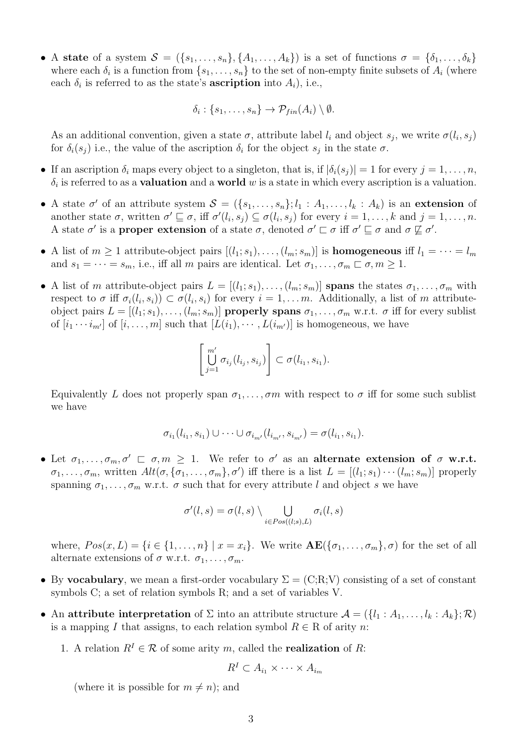- A **state** of a system $\mathcal{S} = (\{s_1, \ldots, s_n\}, \{A_1, \ldots, A_k\})$ is a set of functions $\sigma = \{\delta_1, \ldots, \delta_k\}$ where each $\delta_i$ is a function from $\{s_1, \ldots, s_n\}$ to the set of non-empty finite subsets of $A_i$ (where each $\delta_i$ is referred to as the state's **ascription** into $A_i$), i.e.,

$$\delta_i : \{s_1, \ldots, s_n\} \to \mathcal{P}_{fin}(A_i) \setminus \emptyset.$$

  As an additional convention, given a state $\sigma$, attribute label $l_i$ and object $s_j$, we write $\sigma(l_i, s_j)$ for $\delta_i(s_j)$ i.e., the value of the ascription $\delta_i$ for the object $s_j$ in the state $\sigma$.

- If an ascription $\delta_i$ maps every object to a singleton, that is, if $|\delta_i(s_j)| = 1$ for every $j = 1, \ldots, n$, $\delta_i$ is referred to as a **valuation** and a **world** $w$ is a state in which every ascription is a valuation.

- A state $\sigma'$ of an attribute system $\mathcal{S} = (\{s_1, \ldots, s_n\}; l_1 : A_1, \ldots, l_k : A_k)$ is an **extension** of another state $\sigma$, written $\sigma' \sqsubseteq \sigma$, iff $\sigma'(l_i, s_j) \subseteq \sigma(l_i, s_j)$ for every $i = 1, \ldots, k$ and $j = 1, \ldots, n$. A state $\sigma'$ is a **proper extension** of a state $\sigma$, denoted $\sigma' \sqsubset \sigma$ iff $\sigma' \sqsubseteq \sigma$ and $\sigma \not\sqsubseteq \sigma'$.

- A list of $m \geq 1$ attribute-object pairs $[(l_1; s_1), \ldots, (l_m; s_m)]$ is **homogeneous** iff $l_1 = \cdots = l_m$ and $s_1 = \cdots = s_m$, i.e., iff all $m$ pairs are identical. Let $\sigma_1, \ldots, \sigma_m \sqsubset \sigma, m \geq 1$.

- A list of $m$ attribute-object pairs $L = [(l_1; s_1), \ldots, (l_m; s_m)]$ **spans** the states $\sigma_1, \ldots, \sigma_m$ with respect to $\sigma$ iff $\sigma_i(l_i, s_i)) \subset \sigma(l_i, s_i)$ for every $i = 1, \ldots m$. Additionally, a list of $m$ attribute-object pairs $L = [(l_1; s_1), \ldots, (l_m; s_m)]$ **properly spans** $\sigma_1, \ldots, \sigma_m$ w.r.t. $\sigma$ iff for every sublist of $[i_1 \cdots i_{m'}]$ of $[i, \ldots, m]$ such that $[L(i_1), \cdots, L(i_{m'})]$ is homogeneous, we have

$$\left[\bigcup_{j=1}^{m'} \sigma_{i_j}(l_{i_j}, s_{i_j})\right] \subset \sigma(l_{i_1}, s_{i_1}).$$

  Equivalently $L$ does not properly span $\sigma_1, \ldots, \sigma m$ with respect to $\sigma$ iff for some such sublist we have

$$\sigma_{i_1}(l_{i_1}, s_{i_1}) \cup \cdots \cup \sigma_{i_{m'}}(l_{i_{m'}}, s_{i_{m'}}) = \sigma(l_{i_1}, s_{i_1}).$$

- Let $\sigma_1, \ldots, \sigma_m, \sigma' \sqsubset \sigma, m \geq 1$. We refer to $\sigma'$ as an **alternate extension of** $\sigma$ **w.r.t.** $\sigma_1, \ldots, \sigma_m$, written $Alt(\sigma, \{\sigma_1, \ldots, \sigma_m\}, \sigma')$ iff there is a list $L = [(l_1; s_1) \cdots (l_m; s_m)]$ properly spanning $\sigma_1, \ldots, \sigma_m$ w.r.t. $\sigma$ such that for every attribute $l$ and object $s$ we have

$$\sigma'(l, s) = \sigma(l, s) \setminus \bigcup_{i \in Pos((l;s), L)} \sigma_i(l, s)$$

  where, $Pos(x, L) = \{i \in \{1, \ldots, n\} \mid x = x_i\}$. We write $\mathbf{AE}(\{\sigma_1, \ldots, \sigma_m\}, \sigma)$ for the set of all alternate extensions of $\sigma$ w.r.t. $\sigma_1, \ldots, \sigma_m$.

- By **vocabulary**, we mean a first-order vocabulary $\Sigma = (\text{C;R;V})$ consisting of a set of constant symbols C; a set of relation symbols R; and a set of variables V.

- An **attribute interpretation** of $\Sigma$ into an attribute structure $\mathcal{A} = (\{l_1 : A_1, \ldots, l_k : A_k\}; \mathcal{R})$ is a mapping $I$ that assigns, to each relation symbol $R \in \text{R}$ of arity $n$:

  1. A relation $R^I \in \mathcal{R}$ of some arity $m$, called the **realization** of $R$:

$$R^I \subset A_{i_1} \times \cdots \times A_{i_m}$$

     (where it is possible for $m \neq n$); and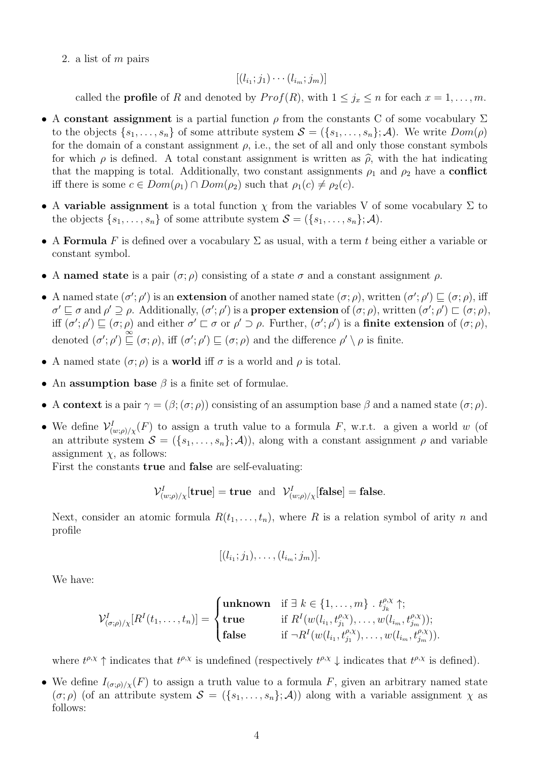2. a list of $m$ pairs

$$[(l_{i_1}; j_1) \cdots (l_{i_m}; j_m)]$$

   called the **profile** of $R$ and denoted by $Prof(R)$, with $1 \leq j_x \leq n$ for each $x = 1, \ldots, m$.

- A **constant assignment** is a partial function $\rho$ from the constants C of some vocabulary $\Sigma$ to the objects $\{s_1, \ldots, s_n\}$ of some attribute system $\mathcal{S} = (\{s_1, \ldots, s_n\}; \mathcal{A})$. We write $Dom(\rho)$ for the domain of a constant assignment $\rho$, i.e., the set of all and only those constant symbols for which $\rho$ is defined. A total constant assignment is written as $\widehat{\rho}$, with the hat indicating that the mapping is total. Additionally, two constant assignments $\rho_1$ and $\rho_2$ have a **conflict** iff there is some $c \in Dom(\rho_1) \cap Dom(\rho_2)$ such that $\rho_1(c) \neq \rho_2(c)$.
- A **variable assignment** is a total function $\chi$ from the variables V of some vocabulary $\Sigma$ to the objects $\{s_1, \ldots, s_n\}$ of some attribute system $\mathcal{S} = (\{s_1, \ldots, s_n\}; \mathcal{A})$.
- A **Formula** $F$ is defined over a vocabulary $\Sigma$ as usual, with a term $t$ being either a variable or constant symbol.
- A **named state** is a pair $(\sigma; \rho)$ consisting of a state $\sigma$ and a constant assignment $\rho$.
- A named state $(\sigma'; \rho')$ is an **extension** of another named state $(\sigma; \rho)$, written $(\sigma'; \rho') \sqsubseteq (\sigma; \rho)$, iff $\sigma' \sqsubseteq \sigma$ and $\rho' \supseteq \rho$. Additionally, $(\sigma'; \rho')$ is a **proper extension** of $(\sigma; \rho)$, written $(\sigma'; \rho') \sqsubset (\sigma; \rho)$, iff $(\sigma'; \rho') \sqsubseteq (\sigma; \rho)$ and either $\sigma' \sqsubset \sigma$ or $\rho' \supset \rho$. Further, $(\sigma'; \rho')$ is a **finite extension** of $(\sigma; \rho)$, denoted $(\sigma'; \rho') \overset{\infty}{\sqsubseteq} (\sigma; \rho)$, iff $(\sigma'; \rho') \sqsubseteq (\sigma; \rho)$ and the difference $\rho' \setminus \rho$ is finite.
- A named state $(\sigma; \rho)$ is a **world** iff $\sigma$ is a world and $\rho$ is total.
- An **assumption base** $\beta$ is a finite set of formulae.
- A **context** is a pair $\gamma = (\beta; (\sigma; \rho))$ consisting of an assumption base $\beta$ and a named state $(\sigma; \rho)$.
- We define $\mathcal{V}^I_{(w;\rho)/\chi}(F)$ to assign a truth value to a formula $F$, w.r.t. a given a world $w$ (of an attribute system $\mathcal{S} = (\{s_1, \ldots, s_n\}; \mathcal{A})$), along with a constant assignment $\rho$ and variable assignment $\chi$, as follows:
  First the constants **true** and **false** are self-evaluating:

$$\mathcal{V}^I_{(w;\rho)/\chi}[\textbf{true}] = \textbf{true} \;\text{ and }\; \mathcal{V}^I_{(w;\rho)/\chi}[\textbf{false}] = \textbf{false}.$$

  Next, consider an atomic formula $R(t_1, \ldots, t_n)$, where $R$ is a relation symbol of arity $n$ and profile

$$[(l_{i_1}; j_1), \ldots, (l_{i_m}; j_m)].$$

  We have:

$$\mathcal{V}^I_{(\sigma;\rho)/\chi}[R^I(t_1, \ldots, t_n)] = \begin{cases} \textbf{unknown} & \text{if } \exists\, k \in \{1, \ldots, m\} \,.\, t^{\rho,\chi}_{j_k} \uparrow; \\ \textbf{true} & \text{if } R^I(w(l_{i_1}, t^{\rho,\chi}_{j_1}), \ldots, w(l_{i_m}, t^{\rho,\chi}_{j_m})); \\ \textbf{false} & \text{if } \neg R^I(w(l_{i_1}, t^{\rho,\chi}_{j_1}), \ldots, w(l_{i_m}, t^{\rho,\chi}_{j_m})). \end{cases}$$

  where $t^{\rho,\chi} \uparrow$ indicates that $t^{\rho,\chi}$ is undefined (respectively $t^{\rho,\chi} \downarrow$ indicates that $t^{\rho,\chi}$ is defined).
- We define $I_{(\sigma;\rho)/\chi}(F)$ to assign a truth value to a formula $F$, given an arbitrary named state $(\sigma; \rho)$ (of an attribute system $\mathcal{S} = (\{s_1, \ldots, s_n\}; \mathcal{A})$) along with a variable assignment $\chi$ as follows: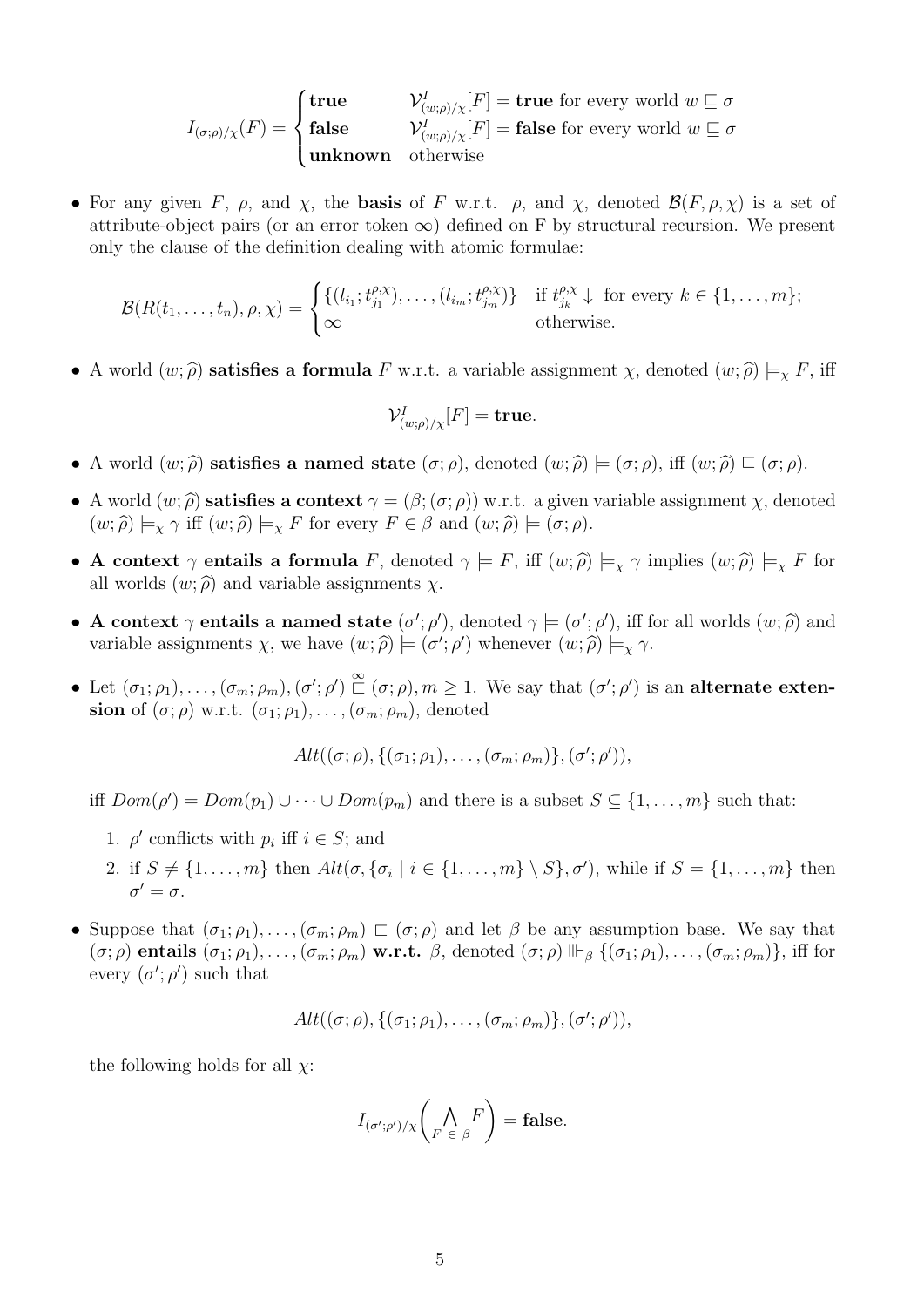$$I_{(\sigma;\rho)/\chi}(F) = \begin{cases} \textbf{true} & \mathcal{V}^I_{(w;\rho)/\chi}[F] = \textbf{true} \text{ for every world } w \sqsubseteq \sigma \\ \textbf{false} & \mathcal{V}^I_{(w;\rho)/\chi}[F] = \textbf{false} \text{ for every world } w \sqsubseteq \sigma \\ \textbf{unknown} & \text{otherwise} \end{cases}$$

- For any given $F$, $\rho$, and $\chi$, the **basis** of $F$ w.r.t. $\rho$, and $\chi$, denoted $\mathcal{B}(F,\rho,\chi)$ is a set of attribute-object pairs (or an error token $\infty$) defined on F by structural recursion. We present only the clause of the definition dealing with atomic formulae:

$$\mathcal{B}(R(t_1,\ldots,t_n),\rho,\chi) = \begin{cases} \{(l_{i_1}; t^{\rho,\chi}_{j_1}),\ldots,(l_{i_m}; t^{\rho,\chi}_{j_m})\} & \text{if } t^{\rho,\chi}_{j_k}\downarrow \text{ for every } k \in \{1,\ldots,m\}; \\ \infty & \text{otherwise.} \end{cases}$$

- A world $(w;\widehat{\rho})$ **satisfies a formula** $F$ w.r.t. a variable assignment $\chi$, denoted $(w;\widehat{\rho}) \models_\chi F$, iff

$$\mathcal{V}^I_{(w;\rho)/\chi}[F] = \textbf{true}.$$

- A world $(w;\widehat{\rho})$ **satisfies a named state** $(\sigma;\rho)$, denoted $(w;\widehat{\rho}) \models (\sigma;\rho)$, iff $(w;\widehat{\rho}) \sqsubseteq (\sigma;\rho)$.

- A world $(w;\widehat{\rho})$ **satisfies a context** $\gamma = (\beta;(\sigma;\rho))$ w.r.t. a given variable assignment $\chi$, denoted $(w;\widehat{\rho}) \models_\chi \gamma$ iff $(w;\widehat{\rho}) \models_\chi F$ for every $F \in \beta$ and $(w;\widehat{\rho}) \models (\sigma;\rho)$.

- **A context** $\gamma$ **entails a formula** $F$, denoted $\gamma \models F$, iff $(w;\widehat{\rho}) \models_\chi \gamma$ implies $(w;\widehat{\rho}) \models_\chi F$ for all worlds $(w;\widehat{\rho})$ and variable assignments $\chi$.

- **A context** $\gamma$ **entails a named state** $(\sigma';\rho')$, denoted $\gamma \models (\sigma';\rho')$, iff for all worlds $(w;\widehat{\rho})$ and variable assignments $\chi$, we have $(w;\widehat{\rho}) \models (\sigma';\rho')$ whenever $(w;\widehat{\rho}) \models_\chi \gamma$.

- Let $(\sigma_1;\rho_1),\ldots,(\sigma_m;\rho_m),(\sigma';\rho') \overset{\infty}{\sqsubset} (\sigma;\rho), m \geq 1$. We say that $(\sigma';\rho')$ is an **alternate extension** of $(\sigma;\rho)$ w.r.t. $(\sigma_1;\rho_1),\ldots,(\sigma_m;\rho_m)$, denoted

$$Alt((\sigma;\rho),\{(\sigma_1;\rho_1),\ldots,(\sigma_m;\rho_m)\},(\sigma';\rho')),$$

iff $Dom(\rho') = Dom(p_1) \cup \cdots \cup Dom(p_m)$ and there is a subset $S \subseteq \{1,\ldots,m\}$ such that:

1. $\rho'$ conflicts with $p_i$ iff $i \in S$; and
2. if $S \neq \{1,\ldots,m\}$ then $Alt(\sigma,\{\sigma_i \mid i \in \{1,\ldots,m\} \setminus S\},\sigma')$, while if $S = \{1,\ldots,m\}$ then $\sigma' = \sigma$.

- Suppose that $(\sigma_1;\rho_1),\ldots,(\sigma_m;\rho_m) \sqsubset (\sigma;\rho)$ and let $\beta$ be any assumption base. We say that $(\sigma;\rho)$ **entails** $(\sigma_1;\rho_1),\ldots,(\sigma_m;\rho_m)$ **w.r.t.** $\beta$, denoted $(\sigma;\rho) \Vdash_\beta \{(\sigma_1;\rho_1),\ldots,(\sigma_m;\rho_m)\}$, iff for every $(\sigma';\rho')$ such that

$$Alt((\sigma;\rho),\{(\sigma_1;\rho_1),\ldots,(\sigma_m;\rho_m)\},(\sigma';\rho')),$$

the following holds for all $\chi$:

$$I_{(\sigma';\rho')/\chi}\left(\bigwedge_{F \,\in\, \beta} F\right) = \textbf{false}.$$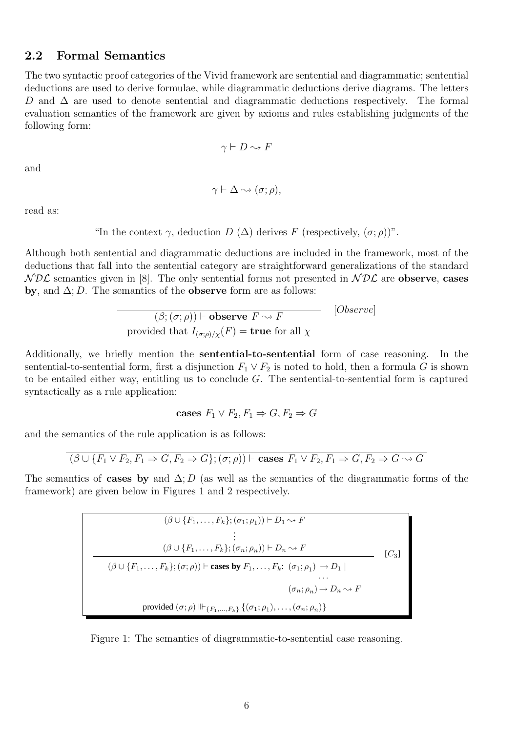## 2.2 Formal Semantics

The two syntactic proof categories of the Vivid framework are sentential and diagrammatic; sentential deductions are used to derive formulae, while diagrammatic deductions derive diagrams. The letters $D$ and $\Delta$ are used to denote sentential and diagrammatic deductions respectively. The formal evaluation semantics of the framework are given by axioms and rules establishing judgments of the following form:

$$\gamma \vdash D \rightsquigarrow F$$

and

$$\gamma \vdash \Delta \rightsquigarrow (\sigma; \rho),$$

read as:

"In the context $\gamma$, deduction $D$ ($\Delta$) derives $F$ (respectively, $(\sigma; \rho)$)".

Although both sentential and diagrammatic deductions are included in the framework, most of the deductions that fall into the sentential category are straightforward generalizations of the standard $\mathcal{NDL}$ semantics given in [8]. The only sentential forms not presented in $\mathcal{NDL}$ are **observe**, **cases by**, and $\Delta; D$. The semantics of the **observe** form are as follows:

$$\frac{}{(\beta; (\sigma; \rho)) \vdash \textbf{observe } F \rightsquigarrow F} \quad [Observe]$$

provided that $I_{(\sigma;\rho)/\chi}(F) = \textbf{true}$ for all $\chi$

Additionally, we briefly mention the **sentential-to-sentential** form of case reasoning. In the sentential-to-sentential form, first a disjunction $F_1 \vee F_2$ is noted to hold, then a formula $G$ is shown to be entailed either way, entitling us to conclude $G$. The sentential-to-sentential form is captured syntactically as a rule application:

$$\textbf{cases } F_1 \vee F_2, F_1 \Rightarrow G, F_2 \Rightarrow G$$

and the semantics of the rule application is as follows:

$$\frac{}{(\beta \cup \{F_1 \vee F_2, F_1 \Rightarrow G, F_2 \Rightarrow G\}; (\sigma; \rho)) \vdash \textbf{cases } F_1 \vee F_2, F_1 \Rightarrow G, F_2 \Rightarrow G \rightsquigarrow G}$$

The semantics of **cases by** and $\Delta; D$ (as well as the semantics of the diagrammatic forms of the framework) are given below in Figures 1 and 2 respectively.

$$\frac{\begin{array}{c}(\beta \cup \{F_1, \ldots, F_k\}; (\sigma_1; \rho_1)) \vdash D_1 \rightsquigarrow F \\ \vdots \\ (\beta \cup \{F_1, \ldots, F_k\}; (\sigma_n; \rho_n)) \vdash D_n \rightsquigarrow F\end{array}}{\begin{array}{r}(\beta \cup \{F_1, \ldots, F_k\}; (\sigma; \rho)) \vdash \textbf{cases by } F_1, \ldots, F_k\!: \ (\sigma_1; \rho_1) \rightarrow D_1 \mid \\ \cdots \\ (\sigma_n; \rho_n) \rightarrow D_n \rightsquigarrow F\end{array}} \quad [C_3]$$

provided $(\sigma; \rho) \Vdash_{\{F_1, \ldots, F_k\}} \{(\sigma_1; \rho_1), \ldots, (\sigma_n; \rho_n)\}$

Figure 1: The semantics of diagrammatic-to-sentential case reasoning.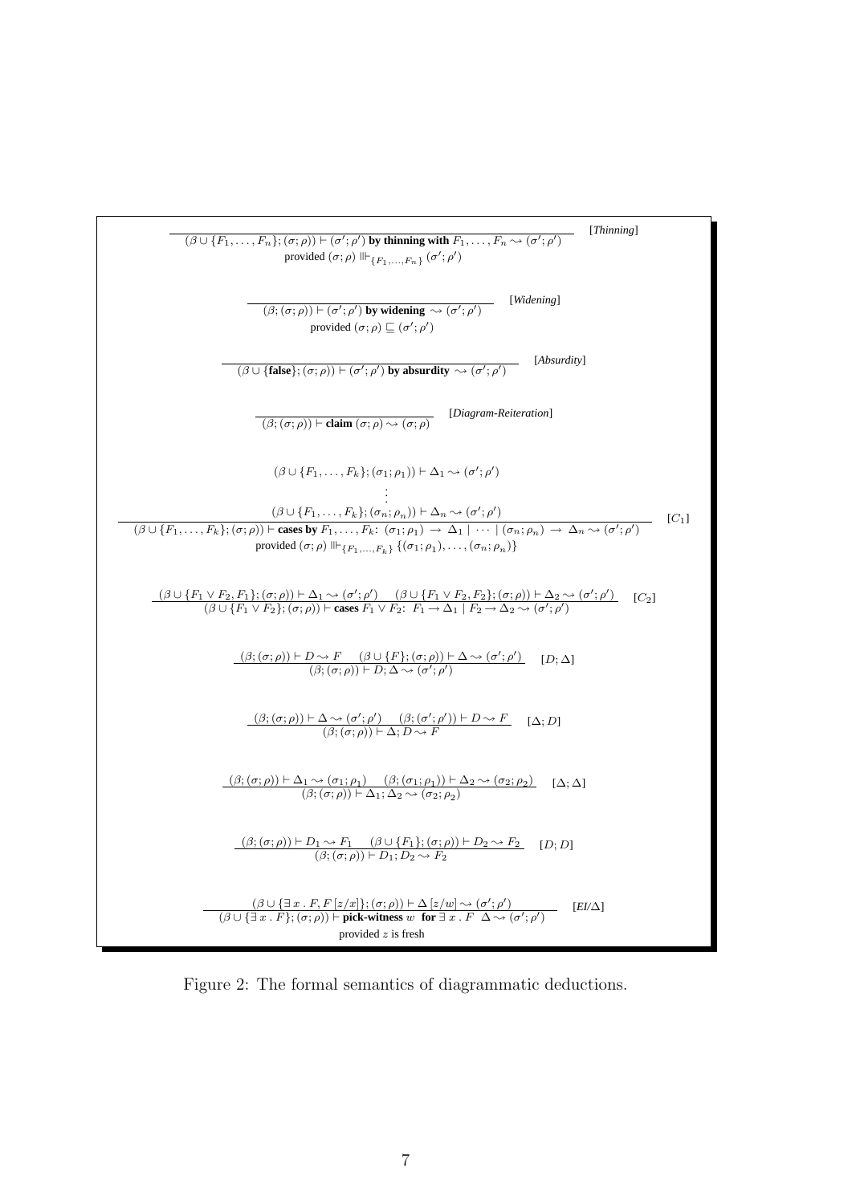$$\frac{}{(\beta \cup \{F_1,\ldots,F_n\};(\sigma;\rho)) \vdash (\sigma';\rho') \textbf{ by thinning with } F_1,\ldots,F_n \rightsquigarrow (\sigma';\rho')} \quad [\textit{Thinning}]$$

provided $(\sigma;\rho) \Vdash_{\{F_1,\ldots,F_n\}} (\sigma';\rho')$

$$\frac{}{(\beta;(\sigma;\rho)) \vdash (\sigma';\rho') \textbf{ by widening } \rightsquigarrow (\sigma';\rho')} \quad [\textit{Widening}]$$

provided $(\sigma;\rho) \sqsubseteq (\sigma';\rho')$

$$\frac{}{(\beta \cup \{\textbf{false}\};(\sigma;\rho)) \vdash (\sigma';\rho') \textbf{ by absurdity } \rightsquigarrow (\sigma';\rho')} \quad [\textit{Absurdity}]$$

$$\frac{}{(\beta;(\sigma;\rho)) \vdash \textbf{claim } (\sigma;\rho) \rightsquigarrow (\sigma;\rho)} \quad [\textit{Diagram-Reiteration}]$$

$$\frac{\begin{array}{c}(\beta \cup \{F_1,\ldots,F_k\};(\sigma_1;\rho_1)) \vdash \Delta_1 \rightsquigarrow (\sigma';\rho') \\ \vdots \\ (\beta \cup \{F_1,\ldots,F_k\};(\sigma_n;\rho_n)) \vdash \Delta_n \rightsquigarrow (\sigma';\rho')\end{array}}{(\beta \cup \{F_1,\ldots,F_k\};(\sigma;\rho)) \vdash \textbf{cases by } F_1,\ldots,F_k\text{: } (\sigma_1;\rho_1) \rightarrow \Delta_1 \mid \cdots \mid (\sigma_n;\rho_n) \rightarrow \Delta_n \rightsquigarrow (\sigma';\rho')} \quad [C_1]$$

provided $(\sigma;\rho) \Vdash_{\{F_1,\ldots,F_k\}} \{(\sigma_1;\rho_1),\ldots,(\sigma_n;\rho_n)\}$

$$\frac{(\beta \cup \{F_1 \vee F_2, F_1\};(\sigma;\rho)) \vdash \Delta_1 \rightsquigarrow (\sigma';\rho') \quad (\beta \cup \{F_1 \vee F_2, F_2\};(\sigma;\rho)) \vdash \Delta_2 \rightsquigarrow (\sigma';\rho')}{(\beta \cup \{F_1 \vee F_2\};(\sigma;\rho)) \vdash \textbf{cases } F_1 \vee F_2\text{: } F_1 \rightarrow \Delta_1 \mid F_2 \rightarrow \Delta_2 \rightsquigarrow (\sigma';\rho')} \quad [C_2]$$

$$\frac{(\beta;(\sigma;\rho)) \vdash D \rightsquigarrow F \quad (\beta \cup \{F\};(\sigma;\rho)) \vdash \Delta \rightsquigarrow (\sigma';\rho')}{(\beta;(\sigma;\rho)) \vdash D;\Delta \rightsquigarrow (\sigma';\rho')} \quad [D;\Delta]$$

$$\frac{(\beta;(\sigma;\rho)) \vdash \Delta \rightsquigarrow (\sigma';\rho') \quad (\beta;(\sigma';\rho')) \vdash D \rightsquigarrow F}{(\beta;(\sigma;\rho)) \vdash \Delta;D \rightsquigarrow F} \quad [\Delta;D]$$

$$\frac{(\beta;(\sigma;\rho)) \vdash \Delta_1 \rightsquigarrow (\sigma_1;\rho_1) \quad (\beta;(\sigma_1;\rho_1)) \vdash \Delta_2 \rightsquigarrow (\sigma_2;\rho_2)}{(\beta;(\sigma;\rho)) \vdash \Delta_1;\Delta_2 \rightsquigarrow (\sigma_2;\rho_2)} \quad [\Delta;\Delta]$$

$$\frac{(\beta;(\sigma;\rho)) \vdash D_1 \rightsquigarrow F_1 \quad (\beta \cup \{F_1\};(\sigma;\rho)) \vdash D_2 \rightsquigarrow F_2}{(\beta;(\sigma;\rho)) \vdash D_1;D_2 \rightsquigarrow F_2} \quad [D;D]$$

$$\frac{(\beta \cup \{\exists\, x\,.\, F, F\,[z/x]\};(\sigma;\rho)) \vdash \Delta\,[z/w] \rightsquigarrow (\sigma';\rho')}{(\beta \cup \{\exists\, x\,.\, F\};(\sigma;\rho)) \vdash \textbf{pick-witness } w \textbf{ for } \exists\, x\,.\, F \;\; \Delta \rightsquigarrow (\sigma';\rho')} \quad [\textit{EI}/\Delta]$$

provided $z$ is fresh

Figure 2: The formal semantics of diagrammatic deductions.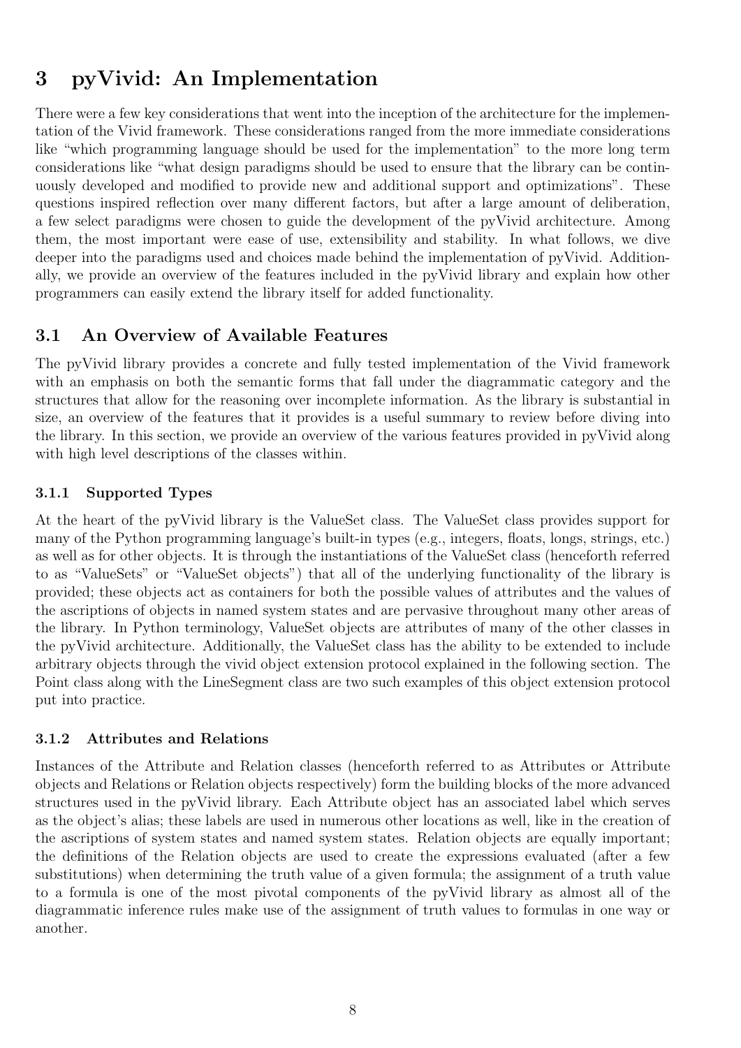# 3 pyVivid: An Implementation

There were a few key considerations that went into the inception of the architecture for the implementation of the Vivid framework. These considerations ranged from the more immediate considerations like "which programming language should be used for the implementation" to the more long term considerations like "what design paradigms should be used to ensure that the library can be continuously developed and modified to provide new and additional support and optimizations". These questions inspired reflection over many different factors, but after a large amount of deliberation, a few select paradigms were chosen to guide the development of the pyVivid architecture. Among them, the most important were ease of use, extensibility and stability. In what follows, we dive deeper into the paradigms used and choices made behind the implementation of pyVivid. Additionally, we provide an overview of the features included in the pyVivid library and explain how other programmers can easily extend the library itself for added functionality.

## 3.1 An Overview of Available Features

The pyVivid library provides a concrete and fully tested implementation of the Vivid framework with an emphasis on both the semantic forms that fall under the diagrammatic category and the structures that allow for the reasoning over incomplete information. As the library is substantial in size, an overview of the features that it provides is a useful summary to review before diving into the library. In this section, we provide an overview of the various features provided in pyVivid along with high level descriptions of the classes within.

### 3.1.1 Supported Types

At the heart of the pyVivid library is the ValueSet class. The ValueSet class provides support for many of the Python programming language's built-in types (e.g., integers, floats, longs, strings, etc.) as well as for other objects. It is through the instantiations of the ValueSet class (henceforth referred to as "ValueSets" or "ValueSet objects") that all of the underlying functionality of the library is provided; these objects act as containers for both the possible values of attributes and the values of the ascriptions of objects in named system states and are pervasive throughout many other areas of the library. In Python terminology, ValueSet objects are attributes of many of the other classes in the pyVivid architecture. Additionally, the ValueSet class has the ability to be extended to include arbitrary objects through the vivid object extension protocol explained in the following section. The Point class along with the LineSegment class are two such examples of this object extension protocol put into practice.

### 3.1.2 Attributes and Relations

Instances of the Attribute and Relation classes (henceforth referred to as Attributes or Attribute objects and Relations or Relation objects respectively) form the building blocks of the more advanced structures used in the pyVivid library. Each Attribute object has an associated label which serves as the object's alias; these labels are used in numerous other locations as well, like in the creation of the ascriptions of system states and named system states. Relation objects are equally important; the definitions of the Relation objects are used to create the expressions evaluated (after a few substitutions) when determining the truth value of a given formula; the assignment of a truth value to a formula is one of the most pivotal components of the pyVivid library as almost all of the diagrammatic inference rules make use of the assignment of truth values to formulas in one way or another.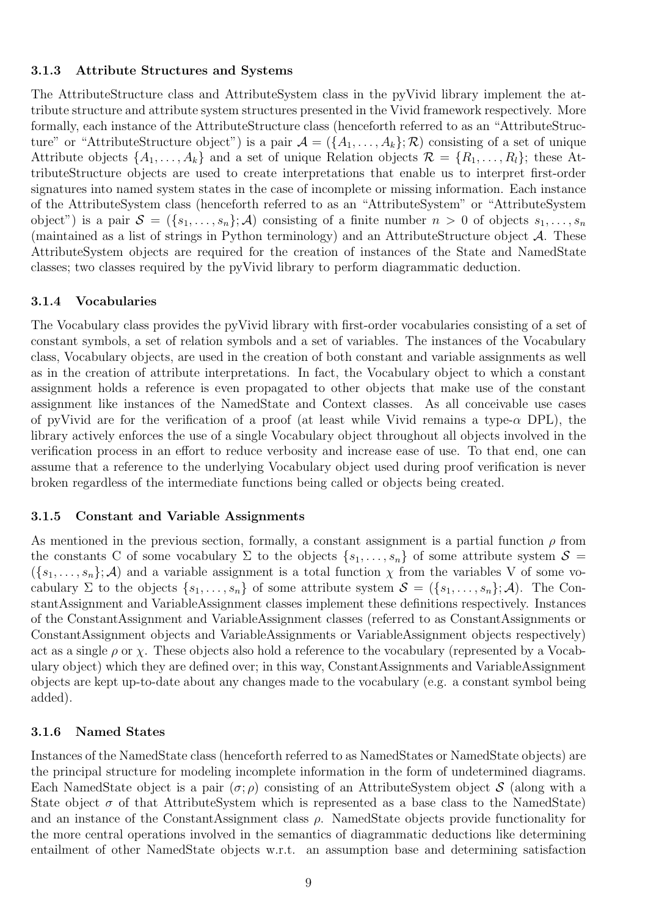### 3.1.3 Attribute Structures and Systems

The AttributeStructure class and AttributeSystem class in the pyVivid library implement the attribute structure and attribute system structures presented in the Vivid framework respectively. More formally, each instance of the AttributeStructure class (henceforth referred to as an "AttributeStructure" or "AttributeStructure object") is a pair $\mathcal{A} = (\{A_1, \ldots, A_k\}; \mathcal{R})$ consisting of a set of unique Attribute objects $\{A_1, \ldots, A_k\}$ and a set of unique Relation objects $\mathcal{R} = \{R_1, \ldots, R_l\}$; these AttributeStructure objects are used to create interpretations that enable us to interpret first-order signatures into named system states in the case of incomplete or missing information. Each instance of the AttributeSystem class (henceforth referred to as an "AttributeSystem" or "AttributeSystem object") is a pair $\mathcal{S} = (\{s_1, \ldots, s_n\}; \mathcal{A})$ consisting of a finite number $n > 0$ of objects $s_1, \ldots, s_n$ (maintained as a list of strings in Python terminology) and an AttributeStructure object $\mathcal{A}$. These AttributeSystem objects are required for the creation of instances of the State and NamedState classes; two classes required by the pyVivid library to perform diagrammatic deduction.

### 3.1.4 Vocabularies

The Vocabulary class provides the pyVivid library with first-order vocabularies consisting of a set of constant symbols, a set of relation symbols and a set of variables. The instances of the Vocabulary class, Vocabulary objects, are used in the creation of both constant and variable assignments as well as in the creation of attribute interpretations. In fact, the Vocabulary object to which a constant assignment holds a reference is even propagated to other objects that make use of the constant assignment like instances of the NamedState and Context classes. As all conceivable use cases of pyVivid are for the verification of a proof (at least while Vivid remains a type-$\alpha$ DPL), the library actively enforces the use of a single Vocabulary object throughout all objects involved in the verification process in an effort to reduce verbosity and increase ease of use. To that end, one can assume that a reference to the underlying Vocabulary object used during proof verification is never broken regardless of the intermediate functions being called or objects being created.

### 3.1.5 Constant and Variable Assignments

As mentioned in the previous section, formally, a constant assignment is a partial function $\rho$ from the constants C of some vocabulary $\Sigma$ to the objects $\{s_1, \ldots, s_n\}$ of some attribute system $\mathcal{S} = (\{s_1, \ldots, s_n\}; \mathcal{A})$ and a variable assignment is a total function $\chi$ from the variables V of some vocabulary $\Sigma$ to the objects $\{s_1, \ldots, s_n\}$ of some attribute system $\mathcal{S} = (\{s_1, \ldots, s_n\}; \mathcal{A})$. The ConstantAssignment and VariableAssignment classes implement these definitions respectively. Instances of the ConstantAssignment and VariableAssignment classes (referred to as ConstantAssignments or ConstantAssignment objects and VariableAssignments or VariableAssignment objects respectively) act as a single $\rho$ or $\chi$. These objects also hold a reference to the vocabulary (represented by a Vocabulary object) which they are defined over; in this way, ConstantAssignments and VariableAssignment objects are kept up-to-date about any changes made to the vocabulary (e.g. a constant symbol being added).

### 3.1.6 Named States

Instances of the NamedState class (henceforth referred to as NamedStates or NamedState objects) are the principal structure for modeling incomplete information in the form of undetermined diagrams. Each NamedState object is a pair $(\sigma; \rho)$ consisting of an AttributeSystem object $\mathcal{S}$ (along with a State object $\sigma$ of that AttributeSystem which is represented as a base class to the NamedState) and an instance of the ConstantAssignment class $\rho$. NamedState objects provide functionality for the more central operations involved in the semantics of diagrammatic deductions like determining entailment of other NamedState objects w.r.t. an assumption base and determining satisfaction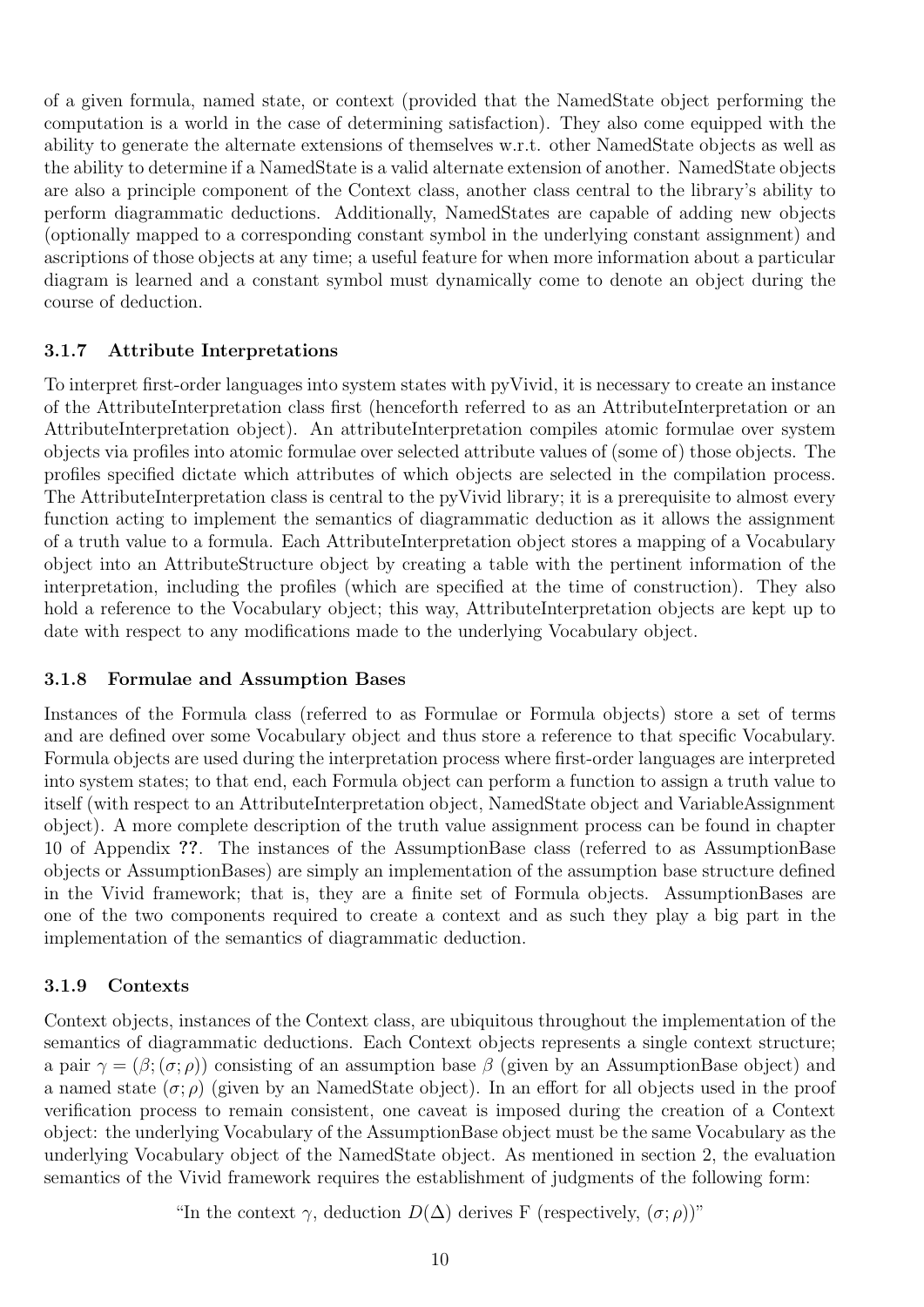of a given formula, named state, or context (provided that the NamedState object performing the computation is a world in the case of determining satisfaction). They also come equipped with the ability to generate the alternate extensions of themselves w.r.t. other NamedState objects as well as the ability to determine if a NamedState is a valid alternate extension of another. NamedState objects are also a principle component of the Context class, another class central to the library's ability to perform diagrammatic deductions. Additionally, NamedStates are capable of adding new objects (optionally mapped to a corresponding constant symbol in the underlying constant assignment) and ascriptions of those objects at any time; a useful feature for when more information about a particular diagram is learned and a constant symbol must dynamically come to denote an object during the course of deduction.

### 3.1.7 Attribute Interpretations

To interpret first-order languages into system states with pyVivid, it is necessary to create an instance of the AttributeInterpretation class first (henceforth referred to as an AttributeInterpretation or an AttributeInterpretation object). An attributeInterpretation compiles atomic formulae over system objects via profiles into atomic formulae over selected attribute values of (some of) those objects. The profiles specified dictate which attributes of which objects are selected in the compilation process. The AttributeInterpretation class is central to the pyVivid library; it is a prerequisite to almost every function acting to implement the semantics of diagrammatic deduction as it allows the assignment of a truth value to a formula. Each AttributeInterpretation object stores a mapping of a Vocabulary object into an AttributeStructure object by creating a table with the pertinent information of the interpretation, including the profiles (which are specified at the time of construction). They also hold a reference to the Vocabulary object; this way, AttributeInterpretation objects are kept up to date with respect to any modifications made to the underlying Vocabulary object.

### 3.1.8 Formulae and Assumption Bases

Instances of the Formula class (referred to as Formulae or Formula objects) store a set of terms and are defined over some Vocabulary object and thus store a reference to that specific Vocabulary. Formula objects are used during the interpretation process where first-order languages are interpreted into system states; to that end, each Formula object can perform a function to assign a truth value to itself (with respect to an AttributeInterpretation object, NamedState object and VariableAssignment object). A more complete description of the truth value assignment process can be found in chapter 10 of Appendix **??**. The instances of the AssumptionBase class (referred to as AssumptionBase objects or AssumptionBases) are simply an implementation of the assumption base structure defined in the Vivid framework; that is, they are a finite set of Formula objects. AssumptionBases are one of the two components required to create a context and as such they play a big part in the implementation of the semantics of diagrammatic deduction.

### 3.1.9 Contexts

Context objects, instances of the Context class, are ubiquitous throughout the implementation of the semantics of diagrammatic deductions. Each Context objects represents a single context structure; a pair $\gamma = (\beta; (\sigma; \rho))$ consisting of an assumption base $\beta$ (given by an AssumptionBase object) and a named state $(\sigma; \rho)$ (given by an NamedState object). In an effort for all objects used in the proof verification process to remain consistent, one caveat is imposed during the creation of a Context object: the underlying Vocabulary of the AssumptionBase object must be the same Vocabulary as the underlying Vocabulary object of the NamedState object. As mentioned in section 2, the evaluation semantics of the Vivid framework requires the establishment of judgments of the following form:

"In the context $\gamma$, deduction $D(\Delta)$ derives F (respectively, $(\sigma; \rho)$)"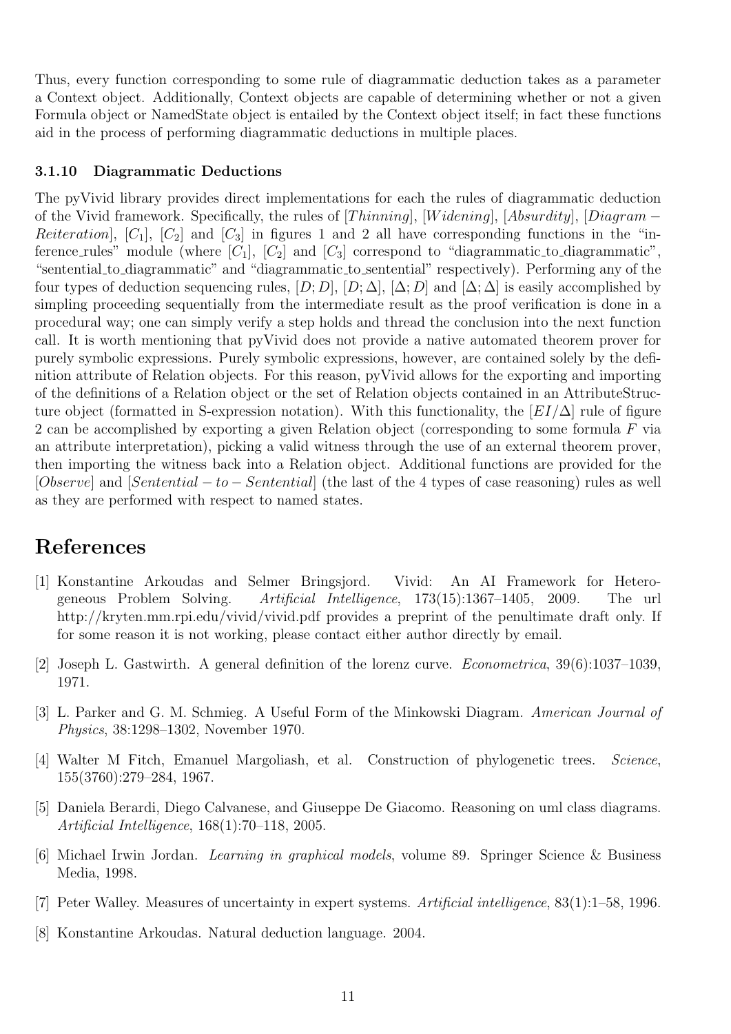Thus, every function corresponding to some rule of diagrammatic deduction takes as a parameter a Context object. Additionally, Context objects are capable of determining whether or not a given Formula object or NamedState object is entailed by the Context object itself; in fact these functions aid in the process of performing diagrammatic deductions in multiple places.

### 3.1.10 Diagrammatic Deductions

The pyVivid library provides direct implementations for each the rules of diagrammatic deduction of the Vivid framework. Specifically, the rules of $[Thinning]$, $[Widening]$, $[Absurdity]$, $[Diagram-Reiteration]$, $[C_1]$, $[C_2]$ and $[C_3]$ in figures 1 and 2 all have corresponding functions in the "inference_rules" module (where $[C_1]$, $[C_2]$ and $[C_3]$ correspond to "diagrammatic_to_diagrammatic", "sentential_to_diagrammatic" and "diagrammatic_to_sentential" respectively). Performing any of the four types of deduction sequencing rules, $[D; D]$, $[D; \Delta]$, $[\Delta; D]$ and $[\Delta; \Delta]$ is easily accomplished by simpling proceeding sequentially from the intermediate result as the proof verification is done in a procedural way; one can simply verify a step holds and thread the conclusion into the next function call. It is worth mentioning that pyVivid does not provide a native automated theorem prover for purely symbolic expressions. Purely symbolic expressions, however, are contained solely by the definition attribute of Relation objects. For this reason, pyVivid allows for the exporting and importing of the definitions of a Relation object or the set of Relation objects contained in an AttributeStructure object (formatted in S-expression notation). With this functionality, the $[EI/\Delta]$ rule of figure 2 can be accomplished by exporting a given Relation object (corresponding to some formula $F$ via an attribute interpretation), picking a valid witness through the use of an external theorem prover, then importing the witness back into a Relation object. Additional functions are provided for the $[Observe]$ and $[Sentential-to-Sentential]$ (the last of the 4 types of case reasoning) rules as well as they are performed with respect to named states.

# References

[1] Konstantine Arkoudas and Selmer Bringsjord. Vivid: An AI Framework for Heterogeneous Problem Solving. *Artificial Intelligence*, 173(15):1367–1405, 2009. The url http://kryten.mm.rpi.edu/vivid/vivid.pdf provides a preprint of the penultimate draft only. If for some reason it is not working, please contact either author directly by email.

[2] Joseph L. Gastwirth. A general definition of the lorenz curve. *Econometrica*, 39(6):1037–1039, 1971.

[3] L. Parker and G. M. Schmieg. A Useful Form of the Minkowski Diagram. *American Journal of Physics*, 38:1298–1302, November 1970.

[4] Walter M Fitch, Emanuel Margoliash, et al. Construction of phylogenetic trees. *Science*, 155(3760):279–284, 1967.

[5] Daniela Berardi, Diego Calvanese, and Giuseppe De Giacomo. Reasoning on uml class diagrams. *Artificial Intelligence*, 168(1):70–118, 2005.

[6] Michael Irwin Jordan. *Learning in graphical models*, volume 89. Springer Science & Business Media, 1998.

[7] Peter Walley. Measures of uncertainty in expert systems. *Artificial intelligence*, 83(1):1–58, 1996.

[8] Konstantine Arkoudas. Natural deduction language. 2004.